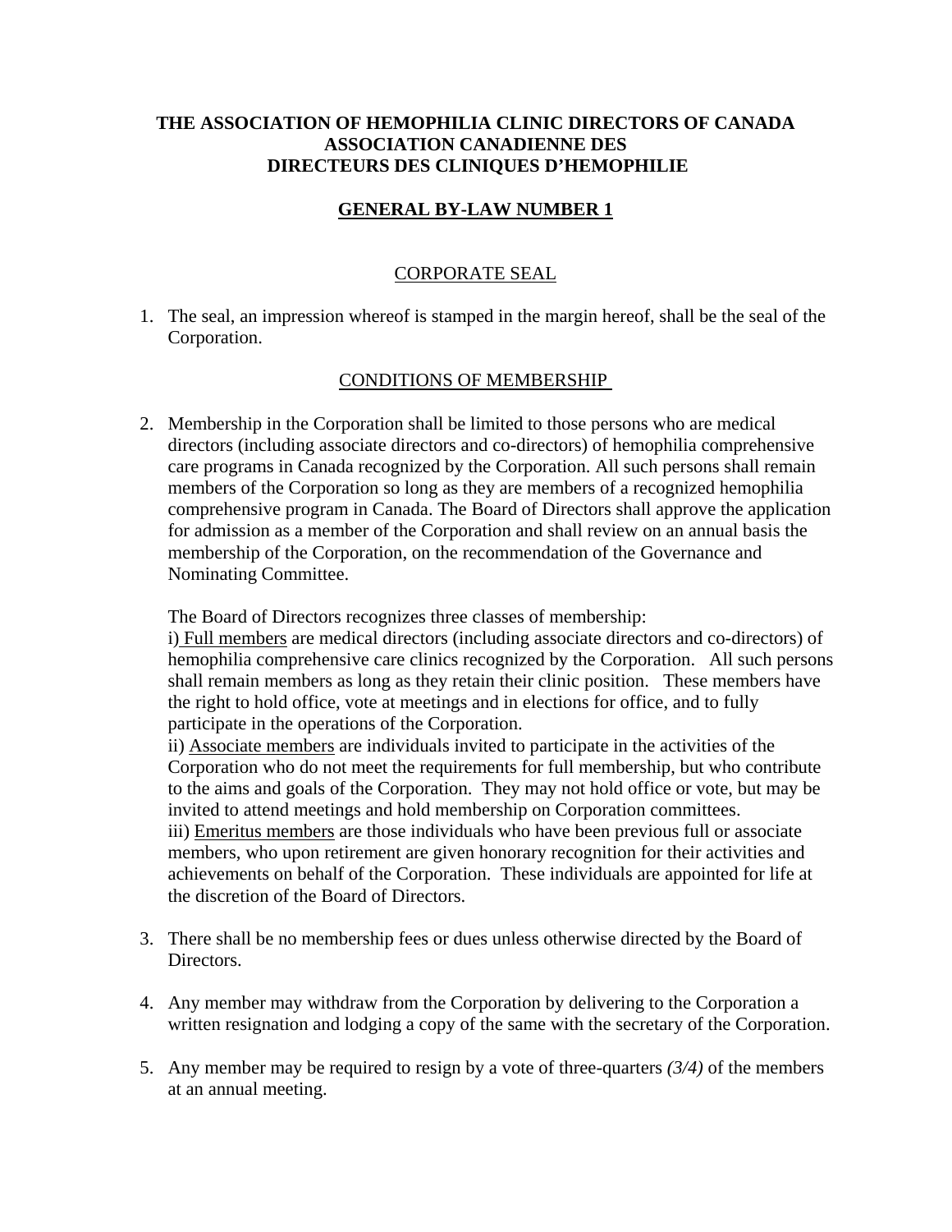# THE ASSOCIATION OF HEMOPHILIA CLINIC DIRECTORS OF CANADA
# ASSOCIATION CANADIENNE DES DIRECTEURS DES CLINIQUES D'HEMOPHILIE

## GENERAL BY-LAW NUMBER 1

### CORPORATE SEAL

1. The seal, an impression whereof is stamped in the margin hereof, shall be the seal of the Corporation.

### CONDITIONS OF MEMBERSHIP

2. Membership in the Corporation shall be limited to those persons who are medical directors (including associate directors and co-directors) of hemophilia comprehensive care programs in Canada recognized by the Corporation. All such persons shall remain members of the Corporation so long as they are members of a recognized hemophilia comprehensive program in Canada. The Board of Directors shall approve the application for admission as a member of the Corporation and shall review on an annual basis the membership of the Corporation, on the recommendation of the Governance and Nominating Committee.

   The Board of Directors recognizes three classes of membership:
   i) Full members are medical directors (including associate directors and co-directors) of hemophilia comprehensive care clinics recognized by the Corporation. All such persons shall remain members as long as they retain their clinic position. These members have the right to hold office, vote at meetings and in elections for office, and to fully participate in the operations of the Corporation.
   ii) Associate members are individuals invited to participate in the activities of the Corporation who do not meet the requirements for full membership, but who contribute to the aims and goals of the Corporation. They may not hold office or vote, but may be invited to attend meetings and hold membership on Corporation committees.
   iii) Emeritus members are those individuals who have been previous full or associate members, who upon retirement are given honorary recognition for their activities and achievements on behalf of the Corporation. These individuals are appointed for life at the discretion of the Board of Directors.

3. There shall be no membership fees or dues unless otherwise directed by the Board of Directors.

4. Any member may withdraw from the Corporation by delivering to the Corporation a written resignation and lodging a copy of the same with the secretary of the Corporation.

5. Any member may be required to resign by a vote of three-quarters *(3/4)* of the members at an annual meeting.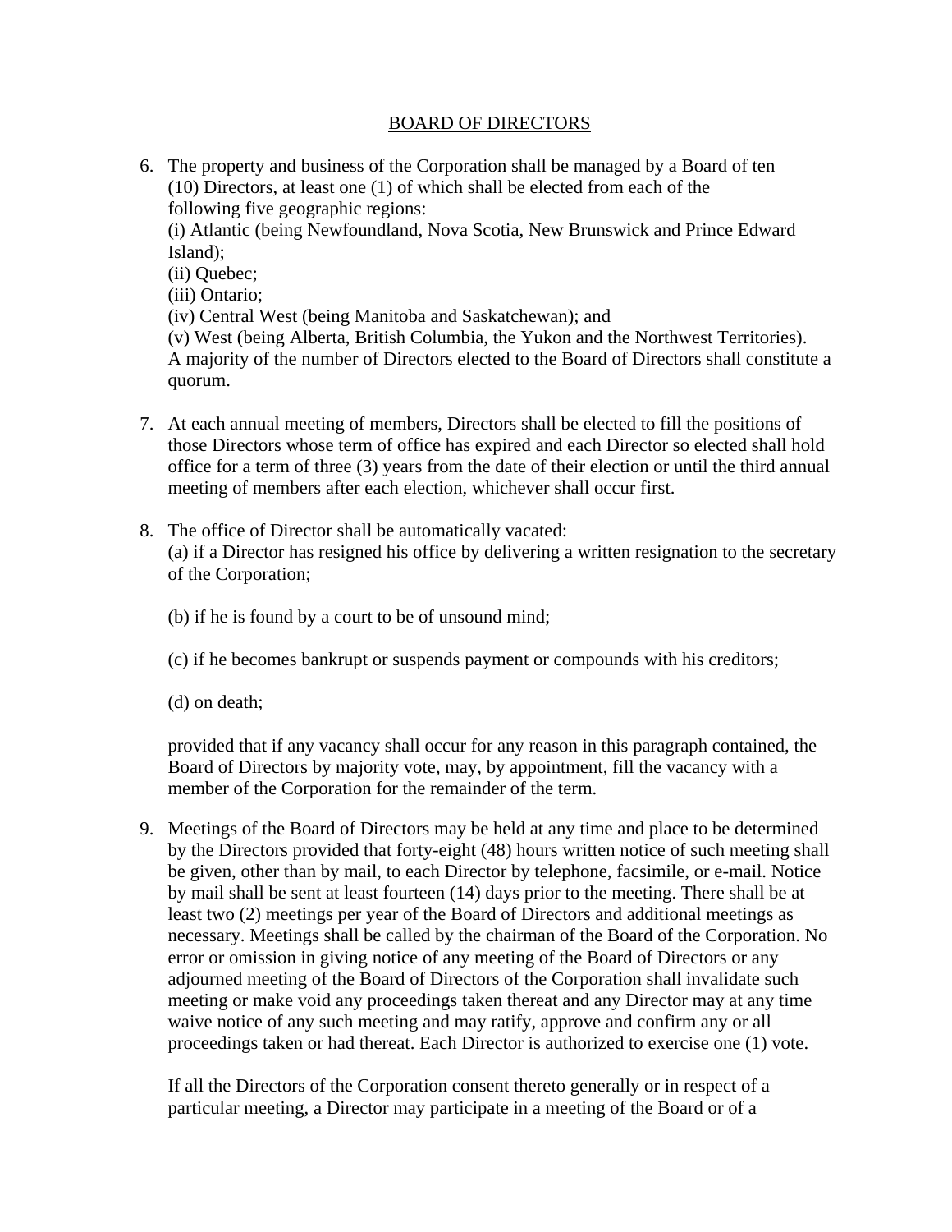## BOARD OF DIRECTORS

6. The property and business of the Corporation shall be managed by a Board of ten (10) Directors, at least one (1) of which shall be elected from each of the following five geographic regions:
   (i) Atlantic (being Newfoundland, Nova Scotia, New Brunswick and Prince Edward Island);
   (ii) Quebec;
   (iii) Ontario;
   (iv) Central West (being Manitoba and Saskatchewan); and
   (v) West (being Alberta, British Columbia, the Yukon and the Northwest Territories).
   A majority of the number of Directors elected to the Board of Directors shall constitute a quorum.

7. At each annual meeting of members, Directors shall be elected to fill the positions of those Directors whose term of office has expired and each Director so elected shall hold office for a term of three (3) years from the date of their election or until the third annual meeting of members after each election, whichever shall occur first.

8. The office of Director shall be automatically vacated:
   (a) if a Director has resigned his office by delivering a written resignation to the secretary of the Corporation;

   (b) if he is found by a court to be of unsound mind;

   (c) if he becomes bankrupt or suspends payment or compounds with his creditors;

   (d) on death;

   provided that if any vacancy shall occur for any reason in this paragraph contained, the Board of Directors by majority vote, may, by appointment, fill the vacancy with a member of the Corporation for the remainder of the term.

9. Meetings of the Board of Directors may be held at any time and place to be determined by the Directors provided that forty-eight (48) hours written notice of such meeting shall be given, other than by mail, to each Director by telephone, facsimile, or e-mail. Notice by mail shall be sent at least fourteen (14) days prior to the meeting. There shall be at least two (2) meetings per year of the Board of Directors and additional meetings as necessary. Meetings shall be called by the chairman of the Board of the Corporation. No error or omission in giving notice of any meeting of the Board of Directors or any adjourned meeting of the Board of Directors of the Corporation shall invalidate such meeting or make void any proceedings taken thereat and any Director may at any time waive notice of any such meeting and may ratify, approve and confirm any or all proceedings taken or had thereat. Each Director is authorized to exercise one (1) vote.

   If all the Directors of the Corporation consent thereto generally or in respect of a particular meeting, a Director may participate in a meeting of the Board or of a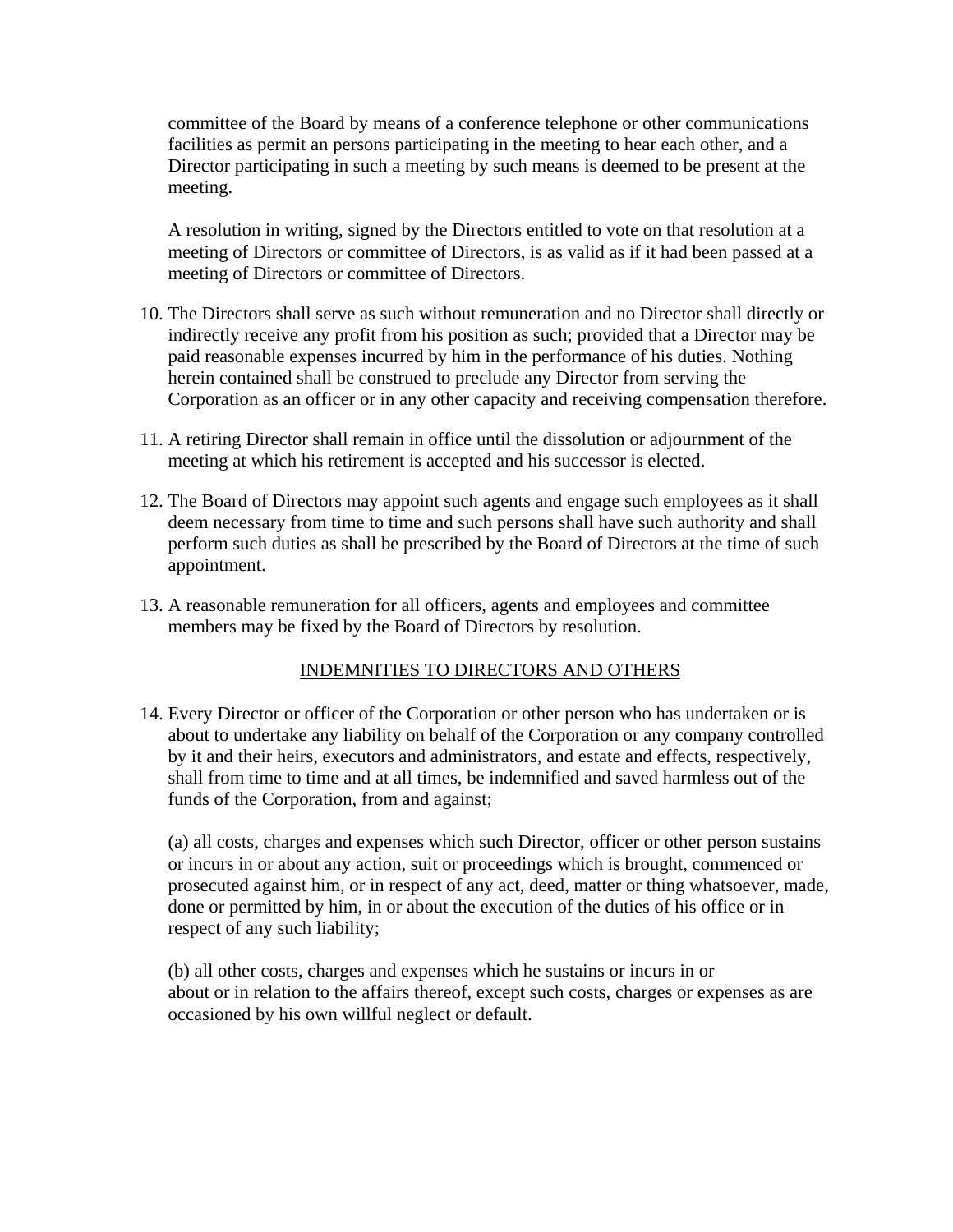committee of the Board by means of a conference telephone or other communications facilities as permit an persons participating in the meeting to hear each other, and a Director participating in such a meeting by such means is deemed to be present at the meeting.

A resolution in writing, signed by the Directors entitled to vote on that resolution at a meeting of Directors or committee of Directors, is as valid as if it had been passed at a meeting of Directors or committee of Directors.

10. The Directors shall serve as such without remuneration and no Director shall directly or indirectly receive any profit from his position as such; provided that a Director may be paid reasonable expenses incurred by him in the performance of his duties. Nothing herein contained shall be construed to preclude any Director from serving the Corporation as an officer or in any other capacity and receiving compensation therefore.

11. A retiring Director shall remain in office until the dissolution or adjournment of the meeting at which his retirement is accepted and his successor is elected.

12. The Board of Directors may appoint such agents and engage such employees as it shall deem necessary from time to time and such persons shall have such authority and shall perform such duties as shall be prescribed by the Board of Directors at the time of such appointment.

13. A reasonable remuneration for all officers, agents and employees and committee members may be fixed by the Board of Directors by resolution.

## INDEMNITIES TO DIRECTORS AND OTHERS

14. Every Director or officer of the Corporation or other person who has undertaken or is about to undertake any liability on behalf of the Corporation or any company controlled by it and their heirs, executors and administrators, and estate and effects, respectively, shall from time to time and at all times, be indemnified and saved harmless out of the funds of the Corporation, from and against;

    (a) all costs, charges and expenses which such Director, officer or other person sustains or incurs in or about any action, suit or proceedings which is brought, commenced or prosecuted against him, or in respect of any act, deed, matter or thing whatsoever, made, done or permitted by him, in or about the execution of the duties of his office or in respect of any such liability;

    (b) all other costs, charges and expenses which he sustains or incurs in or about or in relation to the affairs thereof, except such costs, charges or expenses as are occasioned by his own willful neglect or default.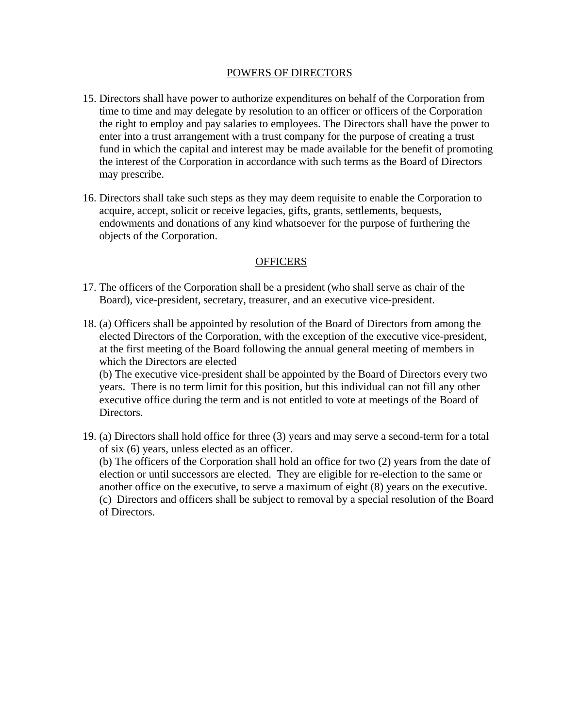## POWERS OF DIRECTORS

15. Directors shall have power to authorize expenditures on behalf of the Corporation from time to time and may delegate by resolution to an officer or officers of the Corporation the right to employ and pay salaries to employees. The Directors shall have the power to enter into a trust arrangement with a trust company for the purpose of creating a trust fund in which the capital and interest may be made available for the benefit of promoting the interest of the Corporation in accordance with such terms as the Board of Directors may prescribe.

16. Directors shall take such steps as they may deem requisite to enable the Corporation to acquire, accept, solicit or receive legacies, gifts, grants, settlements, bequests, endowments and donations of any kind whatsoever for the purpose of furthering the objects of the Corporation.

## OFFICERS

17. The officers of the Corporation shall be a president (who shall serve as chair of the Board), vice-president, secretary, treasurer, and an executive vice-president.

18. (a) Officers shall be appointed by resolution of the Board of Directors from among the elected Directors of the Corporation, with the exception of the executive vice-president, at the first meeting of the Board following the annual general meeting of members in which the Directors are elected
    (b) The executive vice-president shall be appointed by the Board of Directors every two years. There is no term limit for this position, but this individual can not fill any other executive office during the term and is not entitled to vote at meetings of the Board of Directors.

19. (a) Directors shall hold office for three (3) years and may serve a second-term for a total of six (6) years, unless elected as an officer.
    (b) The officers of the Corporation shall hold an office for two (2) years from the date of election or until successors are elected. They are eligible for re-election to the same or another office on the executive, to serve a maximum of eight (8) years on the executive.
    (c) Directors and officers shall be subject to removal by a special resolution of the Board of Directors.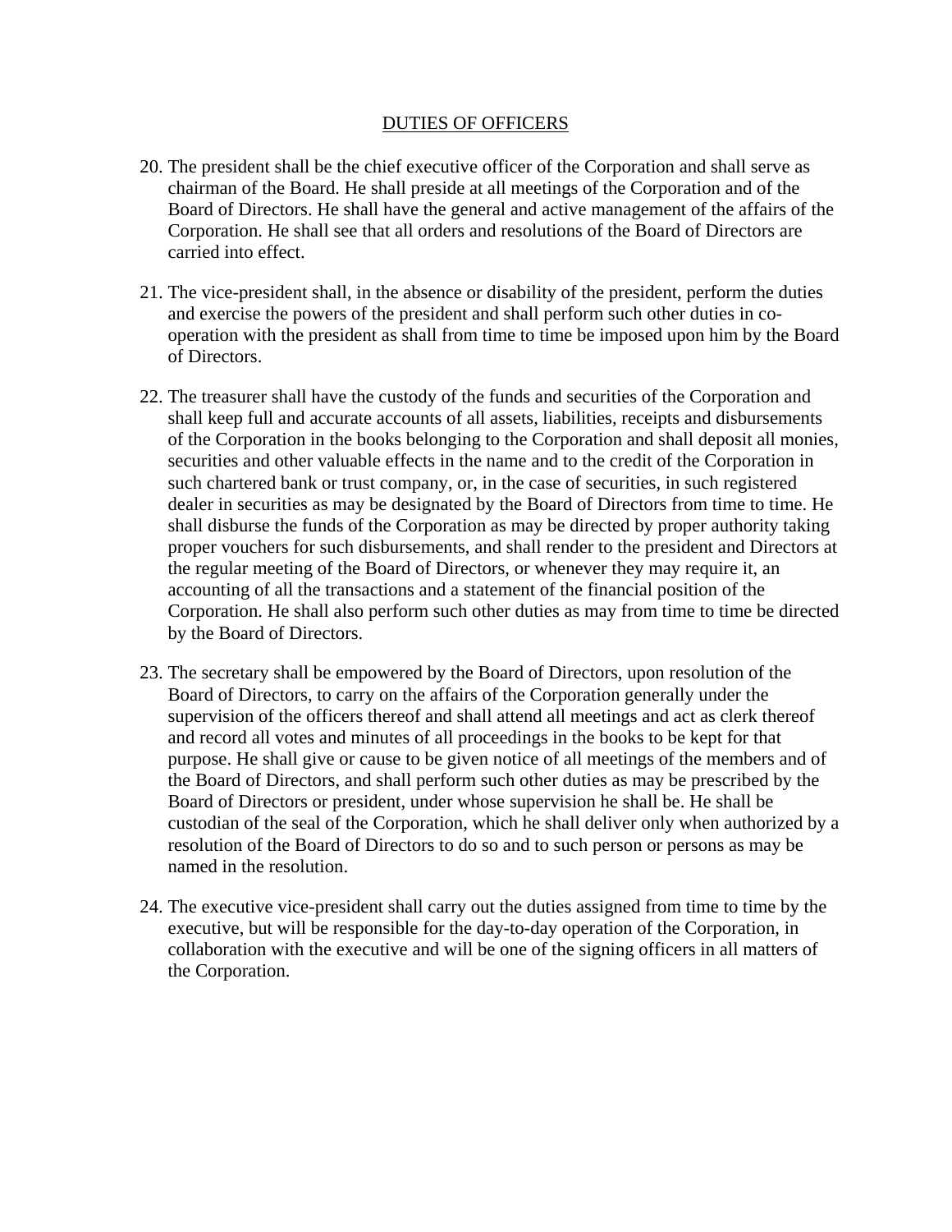## DUTIES OF OFFICERS

20. The president shall be the chief executive officer of the Corporation and shall serve as chairman of the Board. He shall preside at all meetings of the Corporation and of the Board of Directors. He shall have the general and active management of the affairs of the Corporation. He shall see that all orders and resolutions of the Board of Directors are carried into effect.

21. The vice-president shall, in the absence or disability of the president, perform the duties and exercise the powers of the president and shall perform such other duties in co-operation with the president as shall from time to time be imposed upon him by the Board of Directors.

22. The treasurer shall have the custody of the funds and securities of the Corporation and shall keep full and accurate accounts of all assets, liabilities, receipts and disbursements of the Corporation in the books belonging to the Corporation and shall deposit all monies, securities and other valuable effects in the name and to the credit of the Corporation in such chartered bank or trust company, or, in the case of securities, in such registered dealer in securities as may be designated by the Board of Directors from time to time. He shall disburse the funds of the Corporation as may be directed by proper authority taking proper vouchers for such disbursements, and shall render to the president and Directors at the regular meeting of the Board of Directors, or whenever they may require it, an accounting of all the transactions and a statement of the financial position of the Corporation. He shall also perform such other duties as may from time to time be directed by the Board of Directors.

23. The secretary shall be empowered by the Board of Directors, upon resolution of the Board of Directors, to carry on the affairs of the Corporation generally under the supervision of the officers thereof and shall attend all meetings and act as clerk thereof and record all votes and minutes of all proceedings in the books to be kept for that purpose. He shall give or cause to be given notice of all meetings of the members and of the Board of Directors, and shall perform such other duties as may be prescribed by the Board of Directors or president, under whose supervision he shall be. He shall be custodian of the seal of the Corporation, which he shall deliver only when authorized by a resolution of the Board of Directors to do so and to such person or persons as may be named in the resolution.

24. The executive vice-president shall carry out the duties assigned from time to time by the executive, but will be responsible for the day-to-day operation of the Corporation, in collaboration with the executive and will be one of the signing officers in all matters of the Corporation.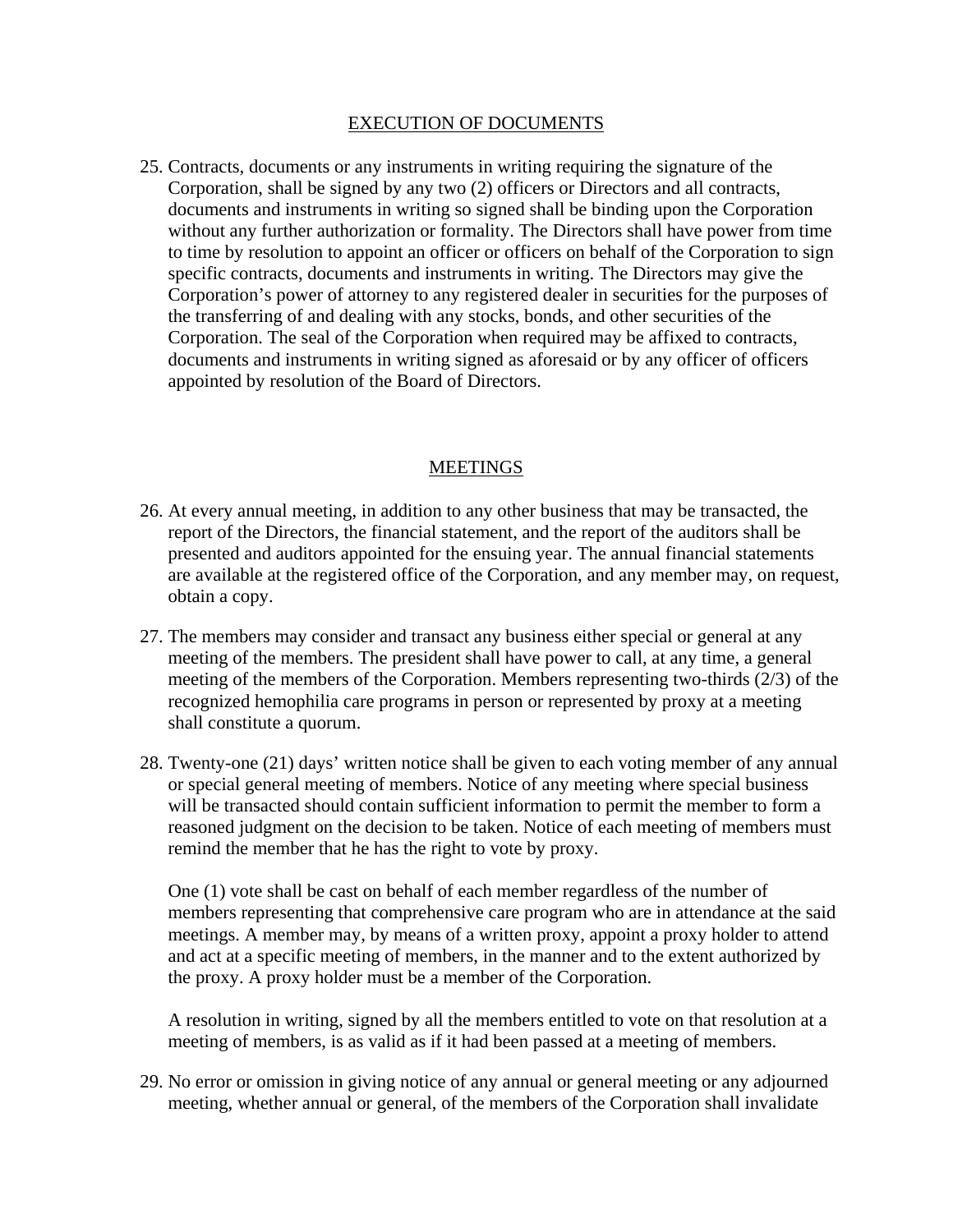## EXECUTION OF DOCUMENTS

25. Contracts, documents or any instruments in writing requiring the signature of the Corporation, shall be signed by any two (2) officers or Directors and all contracts, documents and instruments in writing so signed shall be binding upon the Corporation without any further authorization or formality. The Directors shall have power from time to time by resolution to appoint an officer or officers on behalf of the Corporation to sign specific contracts, documents and instruments in writing. The Directors may give the Corporation's power of attorney to any registered dealer in securities for the purposes of the transferring of and dealing with any stocks, bonds, and other securities of the Corporation. The seal of the Corporation when required may be affixed to contracts, documents and instruments in writing signed as aforesaid or by any officer of officers appointed by resolution of the Board of Directors.

## MEETINGS

26. At every annual meeting, in addition to any other business that may be transacted, the report of the Directors, the financial statement, and the report of the auditors shall be presented and auditors appointed for the ensuing year. The annual financial statements are available at the registered office of the Corporation, and any member may, on request, obtain a copy.

27. The members may consider and transact any business either special or general at any meeting of the members. The president shall have power to call, at any time, a general meeting of the members of the Corporation. Members representing two-thirds (2/3) of the recognized hemophilia care programs in person or represented by proxy at a meeting shall constitute a quorum.

28. Twenty-one (21) days' written notice shall be given to each voting member of any annual or special general meeting of members. Notice of any meeting where special business will be transacted should contain sufficient information to permit the member to form a reasoned judgment on the decision to be taken. Notice of each meeting of members must remind the member that he has the right to vote by proxy.

    One (1) vote shall be cast on behalf of each member regardless of the number of members representing that comprehensive care program who are in attendance at the said meetings. A member may, by means of a written proxy, appoint a proxy holder to attend and act at a specific meeting of members, in the manner and to the extent authorized by the proxy. A proxy holder must be a member of the Corporation.

    A resolution in writing, signed by all the members entitled to vote on that resolution at a meeting of members, is as valid as if it had been passed at a meeting of members.

29. No error or omission in giving notice of any annual or general meeting or any adjourned meeting, whether annual or general, of the members of the Corporation shall invalidate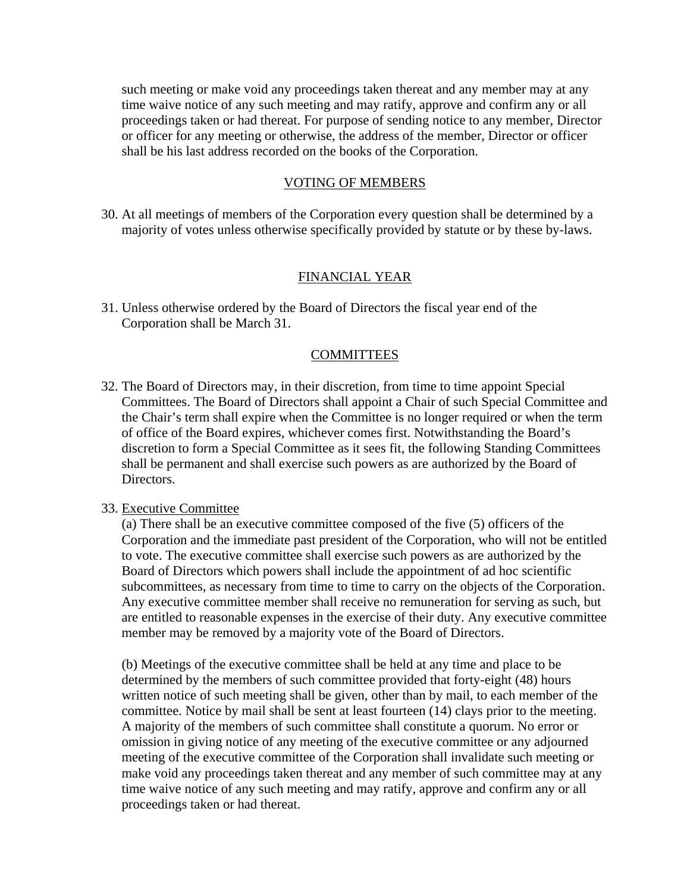such meeting or make void any proceedings taken thereat and any member may at any time waive notice of any such meeting and may ratify, approve and confirm any or all proceedings taken or had thereat. For purpose of sending notice to any member, Director or officer for any meeting or otherwise, the address of the member, Director or officer shall be his last address recorded on the books of the Corporation.

## VOTING OF MEMBERS

30. At all meetings of members of the Corporation every question shall be determined by a majority of votes unless otherwise specifically provided by statute or by these by-laws.

## FINANCIAL YEAR

31. Unless otherwise ordered by the Board of Directors the fiscal year end of the Corporation shall be March 31.

## COMMITTEES

32. The Board of Directors may, in their discretion, from time to time appoint Special Committees. The Board of Directors shall appoint a Chair of such Special Committee and the Chair's term shall expire when the Committee is no longer required or when the term of office of the Board expires, whichever comes first. Notwithstanding the Board's discretion to form a Special Committee as it sees fit, the following Standing Committees shall be permanent and shall exercise such powers as are authorized by the Board of Directors.

33. Executive Committee

    (a) There shall be an executive committee composed of the five (5) officers of the Corporation and the immediate past president of the Corporation, who will not be entitled to vote. The executive committee shall exercise such powers as are authorized by the Board of Directors which powers shall include the appointment of ad hoc scientific subcommittees, as necessary from time to time to carry on the objects of the Corporation. Any executive committee member shall receive no remuneration for serving as such, but are entitled to reasonable expenses in the exercise of their duty. Any executive committee member may be removed by a majority vote of the Board of Directors.

    (b) Meetings of the executive committee shall be held at any time and place to be determined by the members of such committee provided that forty-eight (48) hours written notice of such meeting shall be given, other than by mail, to each member of the committee. Notice by mail shall be sent at least fourteen (14) clays prior to the meeting. A majority of the members of such committee shall constitute a quorum. No error or omission in giving notice of any meeting of the executive committee or any adjourned meeting of the executive committee of the Corporation shall invalidate such meeting or make void any proceedings taken thereat and any member of such committee may at any time waive notice of any such meeting and may ratify, approve and confirm any or all proceedings taken or had thereat.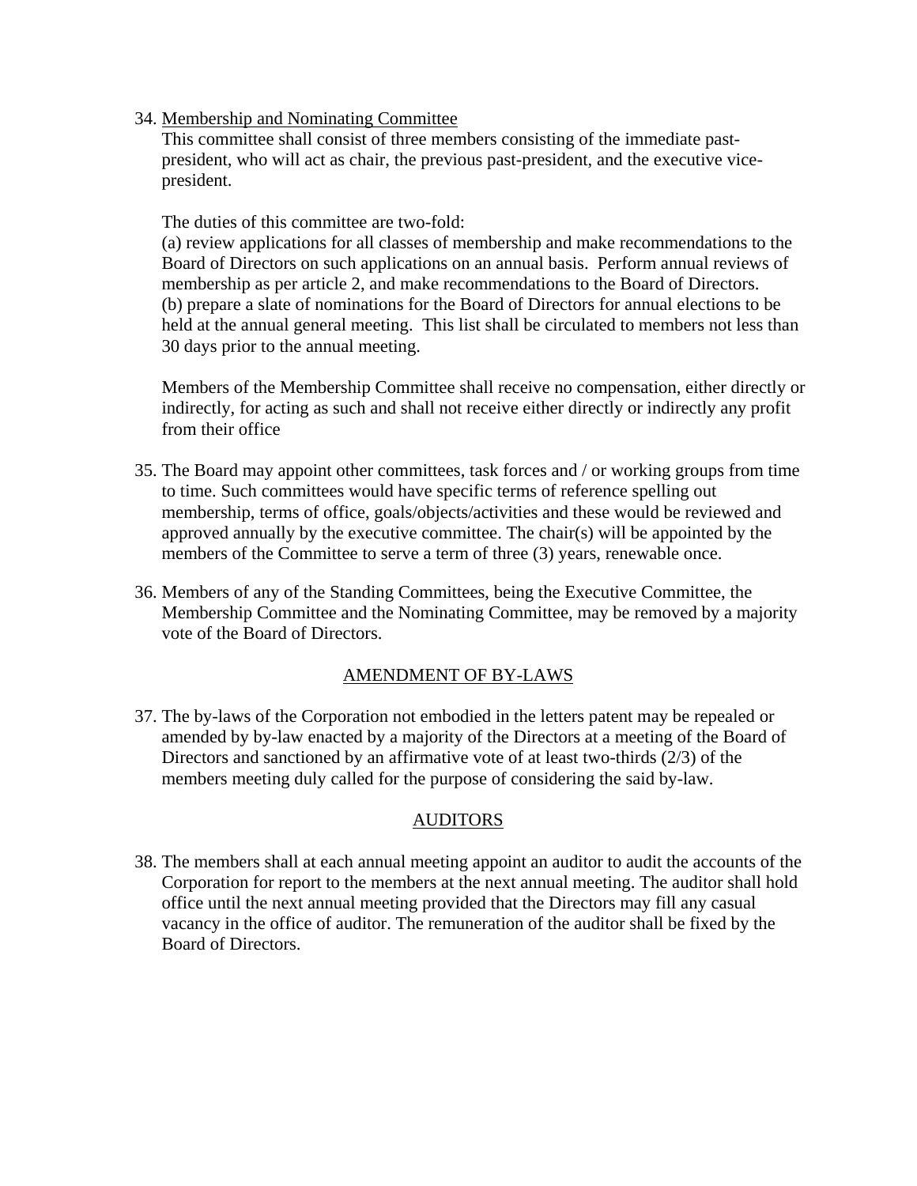34. Membership and Nominating Committee

    This committee shall consist of three members consisting of the immediate past-president, who will act as chair, the previous past-president, and the executive vice-president.

    The duties of this committee are two-fold:

    (a) review applications for all classes of membership and make recommendations to the Board of Directors on such applications on an annual basis. Perform annual reviews of membership as per article 2, and make recommendations to the Board of Directors.

    (b) prepare a slate of nominations for the Board of Directors for annual elections to be held at the annual general meeting. This list shall be circulated to members not less than 30 days prior to the annual meeting.

    Members of the Membership Committee shall receive no compensation, either directly or indirectly, for acting as such and shall not receive either directly or indirectly any profit from their office

35. The Board may appoint other committees, task forces and / or working groups from time to time. Such committees would have specific terms of reference spelling out membership, terms of office, goals/objects/activities and these would be reviewed and approved annually by the executive committee. The chair(s) will be appointed by the members of the Committee to serve a term of three (3) years, renewable once.

36. Members of any of the Standing Committees, being the Executive Committee, the Membership Committee and the Nominating Committee, may be removed by a majority vote of the Board of Directors.

## AMENDMENT OF BY-LAWS

37. The by-laws of the Corporation not embodied in the letters patent may be repealed or amended by by-law enacted by a majority of the Directors at a meeting of the Board of Directors and sanctioned by an affirmative vote of at least two-thirds (2/3) of the members meeting duly called for the purpose of considering the said by-law.

## AUDITORS

38. The members shall at each annual meeting appoint an auditor to audit the accounts of the Corporation for report to the members at the next annual meeting. The auditor shall hold office until the next annual meeting provided that the Directors may fill any casual vacancy in the office of auditor. The remuneration of the auditor shall be fixed by the Board of Directors.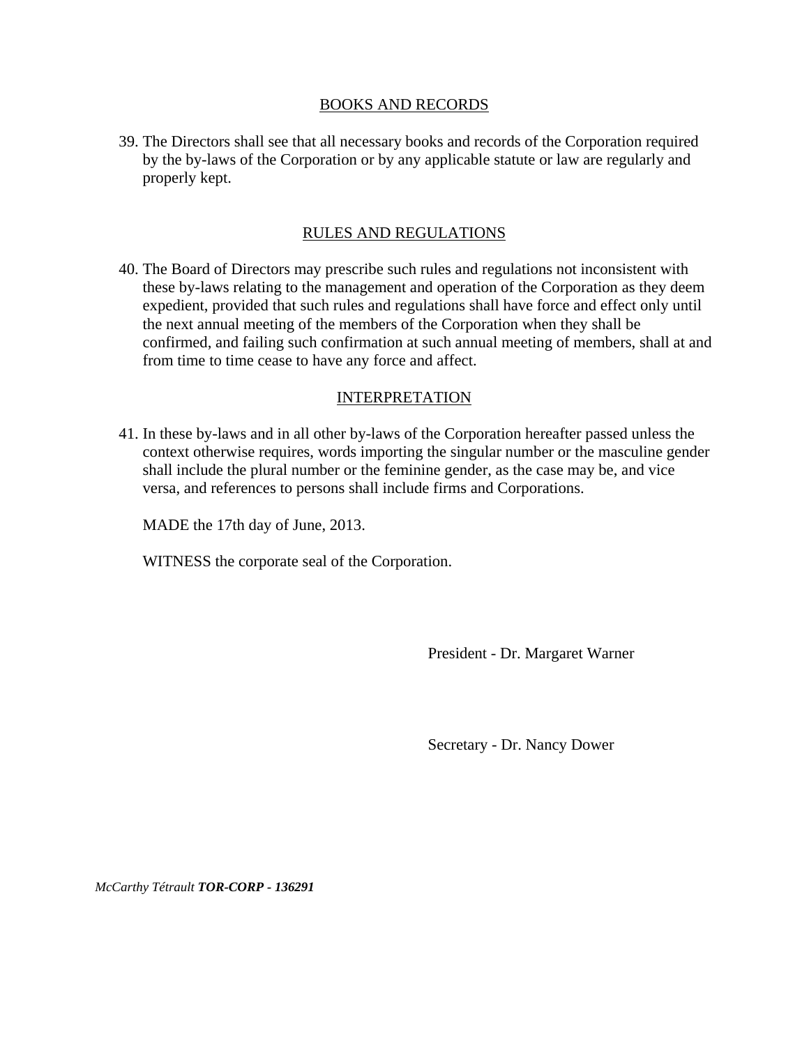## BOOKS AND RECORDS

39. The Directors shall see that all necessary books and records of the Corporation required by the by-laws of the Corporation or by any applicable statute or law are regularly and properly kept.

## RULES AND REGULATIONS

40. The Board of Directors may prescribe such rules and regulations not inconsistent with these by-laws relating to the management and operation of the Corporation as they deem expedient, provided that such rules and regulations shall have force and effect only until the next annual meeting of the members of the Corporation when they shall be confirmed, and failing such confirmation at such annual meeting of members, shall at and from time to time cease to have any force and affect.

## INTERPRETATION

41. In these by-laws and in all other by-laws of the Corporation hereafter passed unless the context otherwise requires, words importing the singular number or the masculine gender shall include the plural number or the feminine gender, as the case may be, and vice versa, and references to persons shall include firms and Corporations.

MADE the 17th day of June, 2013.

WITNESS the corporate seal of the Corporation.

President - Dr. Margaret Warner

Secretary - Dr. Nancy Dower

*McCarthy Tétrault* ***TOR-CORP - 136291***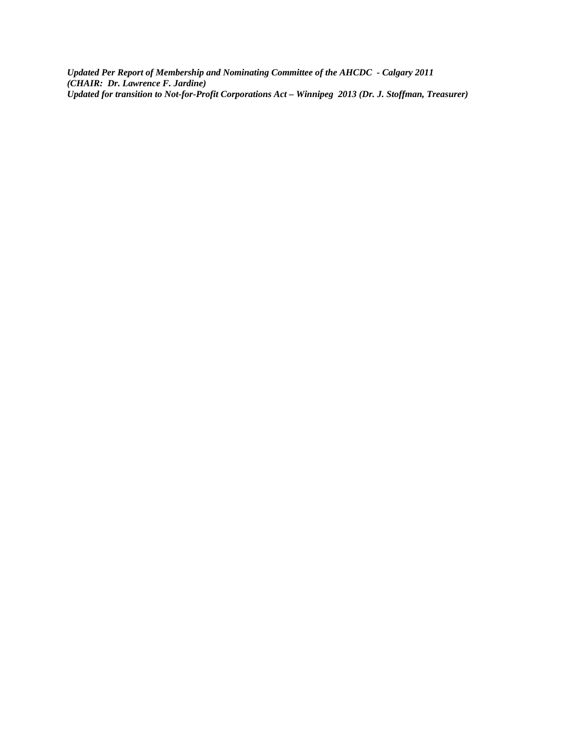***Updated Per Report of Membership and Nominating Committee of the AHCDC - Calgary 2011***
***(CHAIR: Dr. Lawrence F. Jardine)***
***Updated for transition to Not-for-Profit Corporations Act – Winnipeg 2013 (Dr. J. Stoffman, Treasurer)***